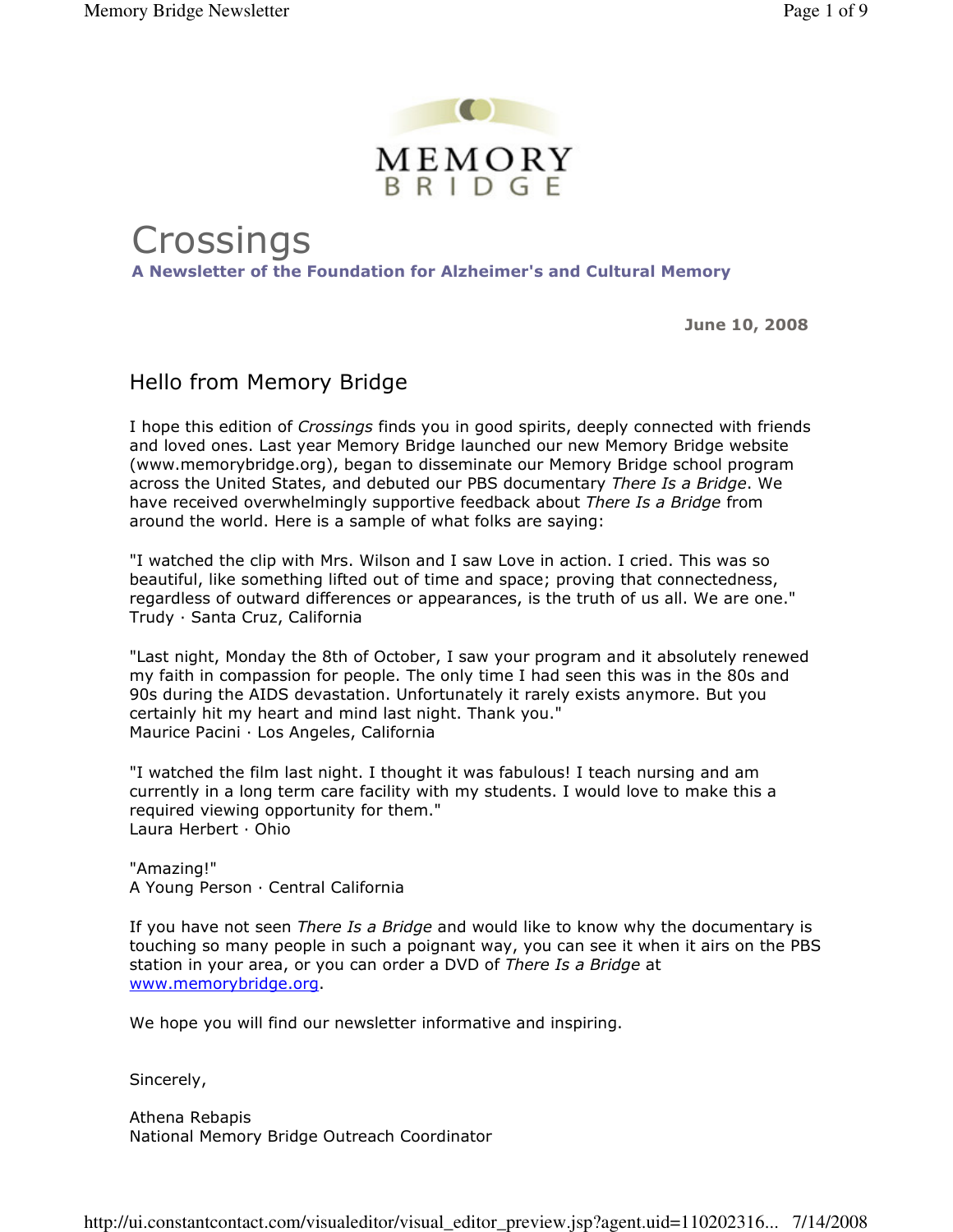MEMORY BRIDGE

# Crossings

**A Newsletter of the Foundation for Alzheimer's and Cultural Memory**

**June 10, 2008**

## Hello from Memory Bridge

I hope this edition of *Crossings* finds you in good spirits, deeply connected with friends and loved ones. Last year Memory Bridge launched our new Memory Bridge website (www.memorybridge.org), began to disseminate our Memory Bridge school program across the United States, and debuted our PBS documentary *There Is a Bridge*. We have received overwhelmingly supportive feedback about *There Is a Bridge* from around the world. Here is a sample of what folks are saying:

"I watched the clip with Mrs. Wilson and I saw Love in action. I cried. This was so beautiful, like something lifted out of time and space; proving that connectedness, regardless of outward differences or appearances, is the truth of us all. We are one."
Trudy · Santa Cruz, California

"Last night, Monday the 8th of October, I saw your program and it absolutely renewed my faith in compassion for people. The only time I had seen this was in the 80s and 90s during the AIDS devastation. Unfortunately it rarely exists anymore. But you certainly hit my heart and mind last night. Thank you."
Maurice Pacini · Los Angeles, California

"I watched the film last night. I thought it was fabulous! I teach nursing and am currently in a long term care facility with my students. I would love to make this a required viewing opportunity for them."
Laura Herbert · Ohio

"Amazing!"
A Young Person · Central California

If you have not seen *There Is a Bridge* and would like to know why the documentary is touching so many people in such a poignant way, you can see it when it airs on the PBS station in your area, or you can order a DVD of *There Is a Bridge* at [www.memorybridge.org](http://www.memorybridge.org).

We hope you will find our newsletter informative and inspiring.

Sincerely,

Athena Rebapis
National Memory Bridge Outreach Coordinator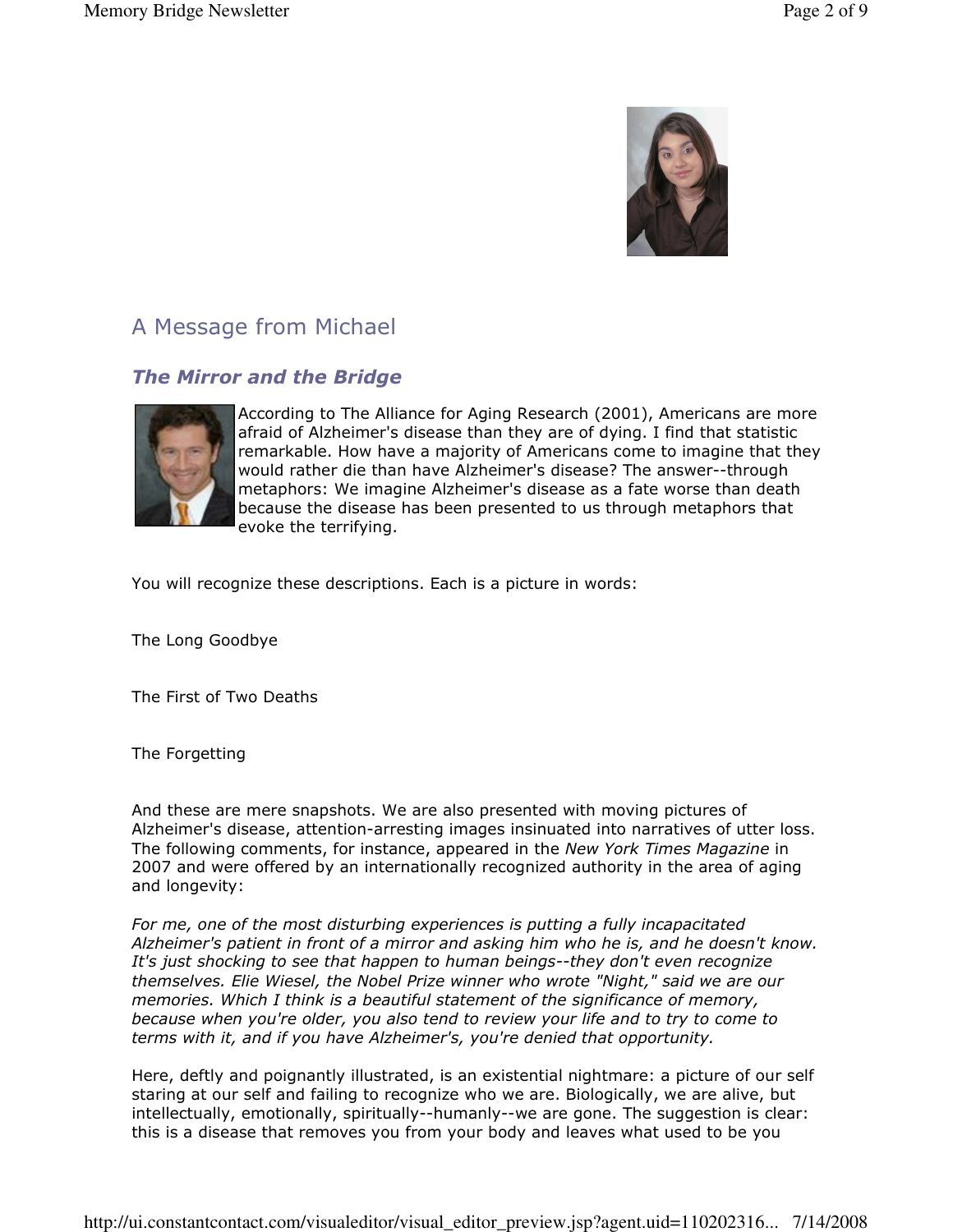## A Message from Michael

### *The Mirror and the Bridge*

According to The Alliance for Aging Research (2001), Americans are more afraid of Alzheimer's disease than they are of dying. I find that statistic remarkable. How have a majority of Americans come to imagine that they would rather die than have Alzheimer's disease? The answer--through metaphors: We imagine Alzheimer's disease as a fate worse than death because the disease has been presented to us through metaphors that evoke the terrifying.

You will recognize these descriptions. Each is a picture in words:

The Long Goodbye

The First of Two Deaths

The Forgetting

And these are mere snapshots. We are also presented with moving pictures of Alzheimer's disease, attention-arresting images insinuated into narratives of utter loss. The following comments, for instance, appeared in the *New York Times Magazine* in 2007 and were offered by an internationally recognized authority in the area of aging and longevity:

*For me, one of the most disturbing experiences is putting a fully incapacitated Alzheimer's patient in front of a mirror and asking him who he is, and he doesn't know. It's just shocking to see that happen to human beings--they don't even recognize themselves. Elie Wiesel, the Nobel Prize winner who wrote "Night," said we are our memories. Which I think is a beautiful statement of the significance of memory, because when you're older, you also tend to review your life and to try to come to terms with it, and if you have Alzheimer's, you're denied that opportunity.*

Here, deftly and poignantly illustrated, is an existential nightmare: a picture of our self staring at our self and failing to recognize who we are. Biologically, we are alive, but intellectually, emotionally, spiritually--humanly--we are gone. The suggestion is clear: this is a disease that removes you from your body and leaves what used to be you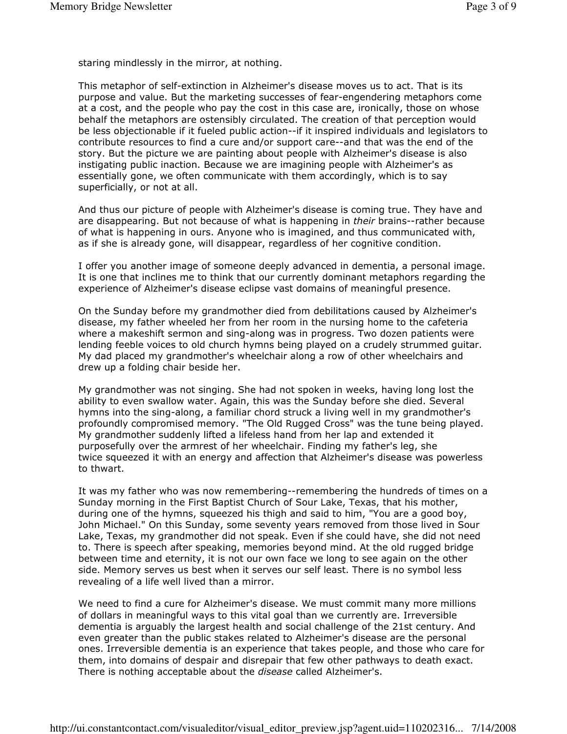staring mindlessly in the mirror, at nothing.

This metaphor of self-extinction in Alzheimer's disease moves us to act. That is its purpose and value. But the marketing successes of fear-engendering metaphors come at a cost, and the people who pay the cost in this case are, ironically, those on whose behalf the metaphors are ostensibly circulated. The creation of that perception would be less objectionable if it fueled public action--if it inspired individuals and legislators to contribute resources to find a cure and/or support care--and that was the end of the story. But the picture we are painting about people with Alzheimer's disease is also instigating public inaction. Because we are imagining people with Alzheimer's as essentially gone, we often communicate with them accordingly, which is to say superficially, or not at all.

And thus our picture of people with Alzheimer's disease is coming true. They have and are disappearing. But not because of what is happening in *their* brains--rather because of what is happening in ours. Anyone who is imagined, and thus communicated with, as if she is already gone, will disappear, regardless of her cognitive condition.

I offer you another image of someone deeply advanced in dementia, a personal image. It is one that inclines me to think that our currently dominant metaphors regarding the experience of Alzheimer's disease eclipse vast domains of meaningful presence.

On the Sunday before my grandmother died from debilitations caused by Alzheimer's disease, my father wheeled her from her room in the nursing home to the cafeteria where a makeshift sermon and sing-along was in progress. Two dozen patients were lending feeble voices to old church hymns being played on a crudely strummed guitar. My dad placed my grandmother's wheelchair along a row of other wheelchairs and drew up a folding chair beside her.

My grandmother was not singing. She had not spoken in weeks, having long lost the ability to even swallow water. Again, this was the Sunday before she died. Several hymns into the sing-along, a familiar chord struck a living well in my grandmother's profoundly compromised memory. "The Old Rugged Cross" was the tune being played. My grandmother suddenly lifted a lifeless hand from her lap and extended it purposefully over the armrest of her wheelchair. Finding my father's leg, she twice squeezed it with an energy and affection that Alzheimer's disease was powerless to thwart.

It was my father who was now remembering--remembering the hundreds of times on a Sunday morning in the First Baptist Church of Sour Lake, Texas, that his mother, during one of the hymns, squeezed his thigh and said to him, "You are a good boy, John Michael." On this Sunday, some seventy years removed from those lived in Sour Lake, Texas, my grandmother did not speak. Even if she could have, she did not need to. There is speech after speaking, memories beyond mind. At the old rugged bridge between time and eternity, it is not our own face we long to see again on the other side. Memory serves us best when it serves our self least. There is no symbol less revealing of a life well lived than a mirror.

We need to find a cure for Alzheimer's disease. We must commit many more millions of dollars in meaningful ways to this vital goal than we currently are. Irreversible dementia is arguably the largest health and social challenge of the 21st century. And even greater than the public stakes related to Alzheimer's disease are the personal ones. Irreversible dementia is an experience that takes people, and those who care for them, into domains of despair and disrepair that few other pathways to death exact. There is nothing acceptable about the *disease* called Alzheimer's.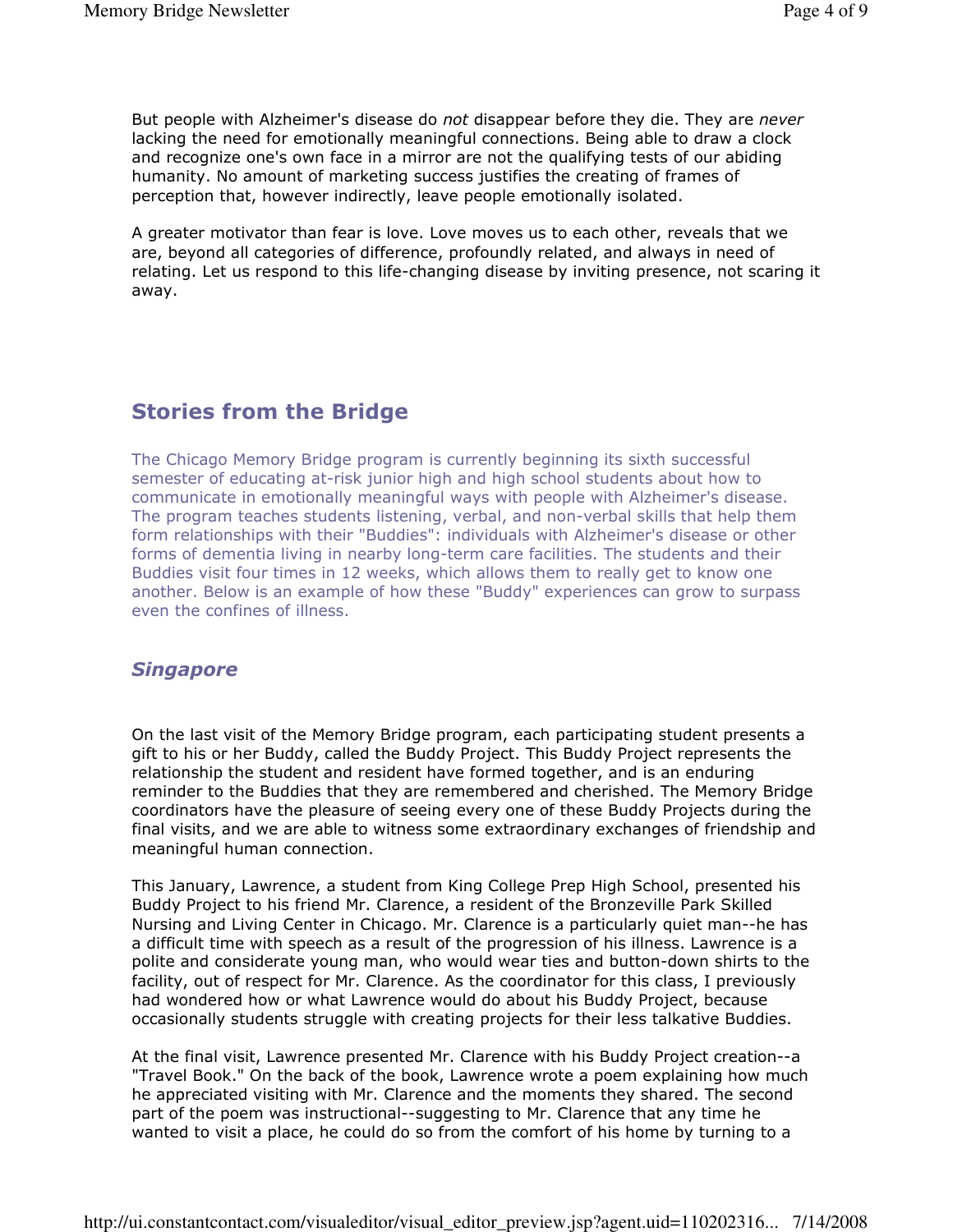But people with Alzheimer's disease do *not* disappear before they die. They are *never* lacking the need for emotionally meaningful connections. Being able to draw a clock and recognize one's own face in a mirror are not the qualifying tests of our abiding humanity. No amount of marketing success justifies the creating of frames of perception that, however indirectly, leave people emotionally isolated.

A greater motivator than fear is love. Love moves us to each other, reveals that we are, beyond all categories of difference, profoundly related, and always in need of relating. Let us respond to this life-changing disease by inviting presence, not scaring it away.

## Stories from the Bridge

The Chicago Memory Bridge program is currently beginning its sixth successful semester of educating at-risk junior high and high school students about how to communicate in emotionally meaningful ways with people with Alzheimer's disease. The program teaches students listening, verbal, and non-verbal skills that help them form relationships with their "Buddies": individuals with Alzheimer's disease or other forms of dementia living in nearby long-term care facilities. The students and their Buddies visit four times in 12 weeks, which allows them to really get to know one another. Below is an example of how these "Buddy" experiences can grow to surpass even the confines of illness.

### *Singapore*

On the last visit of the Memory Bridge program, each participating student presents a gift to his or her Buddy, called the Buddy Project. This Buddy Project represents the relationship the student and resident have formed together, and is an enduring reminder to the Buddies that they are remembered and cherished. The Memory Bridge coordinators have the pleasure of seeing every one of these Buddy Projects during the final visits, and we are able to witness some extraordinary exchanges of friendship and meaningful human connection.

This January, Lawrence, a student from King College Prep High School, presented his Buddy Project to his friend Mr. Clarence, a resident of the Bronzeville Park Skilled Nursing and Living Center in Chicago. Mr. Clarence is a particularly quiet man--he has a difficult time with speech as a result of the progression of his illness. Lawrence is a polite and considerate young man, who would wear ties and button-down shirts to the facility, out of respect for Mr. Clarence. As the coordinator for this class, I previously had wondered how or what Lawrence would do about his Buddy Project, because occasionally students struggle with creating projects for their less talkative Buddies.

At the final visit, Lawrence presented Mr. Clarence with his Buddy Project creation--a "Travel Book." On the back of the book, Lawrence wrote a poem explaining how much he appreciated visiting with Mr. Clarence and the moments they shared. The second part of the poem was instructional--suggesting to Mr. Clarence that any time he wanted to visit a place, he could do so from the comfort of his home by turning to a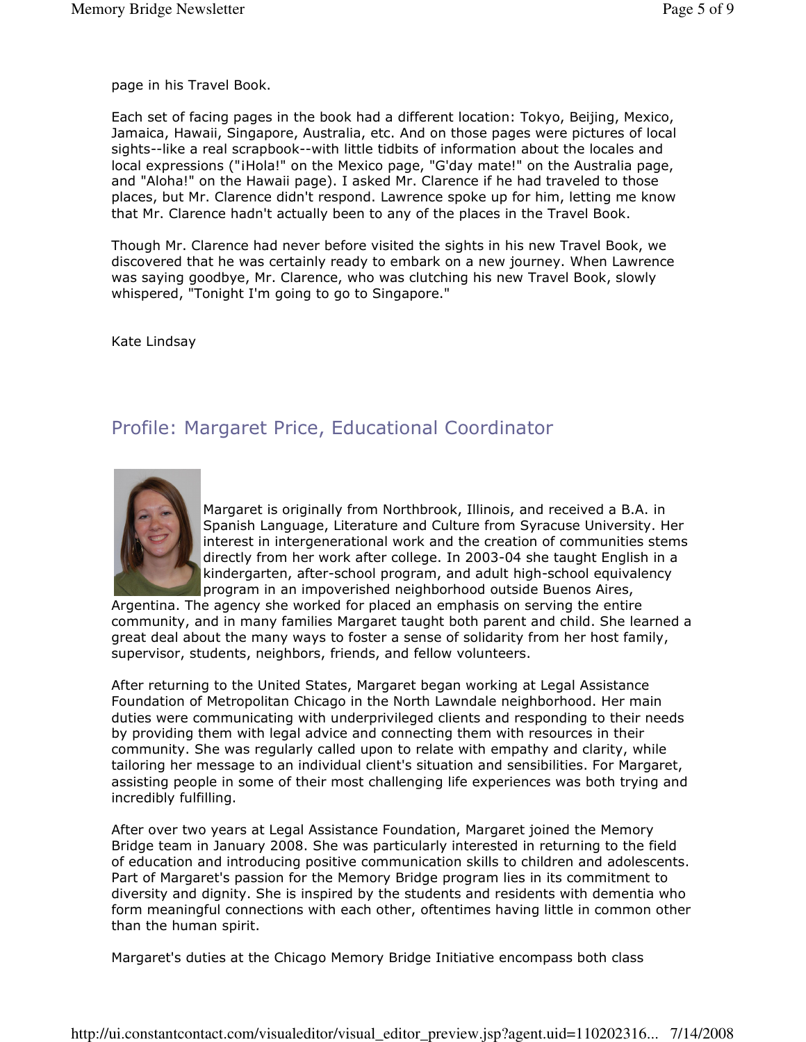page in his Travel Book.

Each set of facing pages in the book had a different location: Tokyo, Beijing, Mexico, Jamaica, Hawaii, Singapore, Australia, etc. And on those pages were pictures of local sights--like a real scrapbook--with little tidbits of information about the locales and local expressions ("¡Hola!" on the Mexico page, "G'day mate!" on the Australia page, and "Aloha!" on the Hawaii page). I asked Mr. Clarence if he had traveled to those places, but Mr. Clarence didn't respond. Lawrence spoke up for him, letting me know that Mr. Clarence hadn't actually been to any of the places in the Travel Book.

Though Mr. Clarence had never before visited the sights in his new Travel Book, we discovered that he was certainly ready to embark on a new journey. When Lawrence was saying goodbye, Mr. Clarence, who was clutching his new Travel Book, slowly whispered, "Tonight I'm going to go to Singapore."

Kate Lindsay

## Profile: Margaret Price, Educational Coordinator

Margaret is originally from Northbrook, Illinois, and received a B.A. in Spanish Language, Literature and Culture from Syracuse University. Her interest in intergenerational work and the creation of communities stems directly from her work after college. In 2003-04 she taught English in a kindergarten, after-school program, and adult high-school equivalency program in an impoverished neighborhood outside Buenos Aires, Argentina. The agency she worked for placed an emphasis on serving the entire community, and in many families Margaret taught both parent and child. She learned a great deal about the many ways to foster a sense of solidarity from her host family, supervisor, students, neighbors, friends, and fellow volunteers.

After returning to the United States, Margaret began working at Legal Assistance Foundation of Metropolitan Chicago in the North Lawndale neighborhood. Her main duties were communicating with underprivileged clients and responding to their needs by providing them with legal advice and connecting them with resources in their community. She was regularly called upon to relate with empathy and clarity, while tailoring her message to an individual client's situation and sensibilities. For Margaret, assisting people in some of their most challenging life experiences was both trying and incredibly fulfilling.

After over two years at Legal Assistance Foundation, Margaret joined the Memory Bridge team in January 2008. She was particularly interested in returning to the field of education and introducing positive communication skills to children and adolescents. Part of Margaret's passion for the Memory Bridge program lies in its commitment to diversity and dignity. She is inspired by the students and residents with dementia who form meaningful connections with each other, oftentimes having little in common other than the human spirit.

Margaret's duties at the Chicago Memory Bridge Initiative encompass both class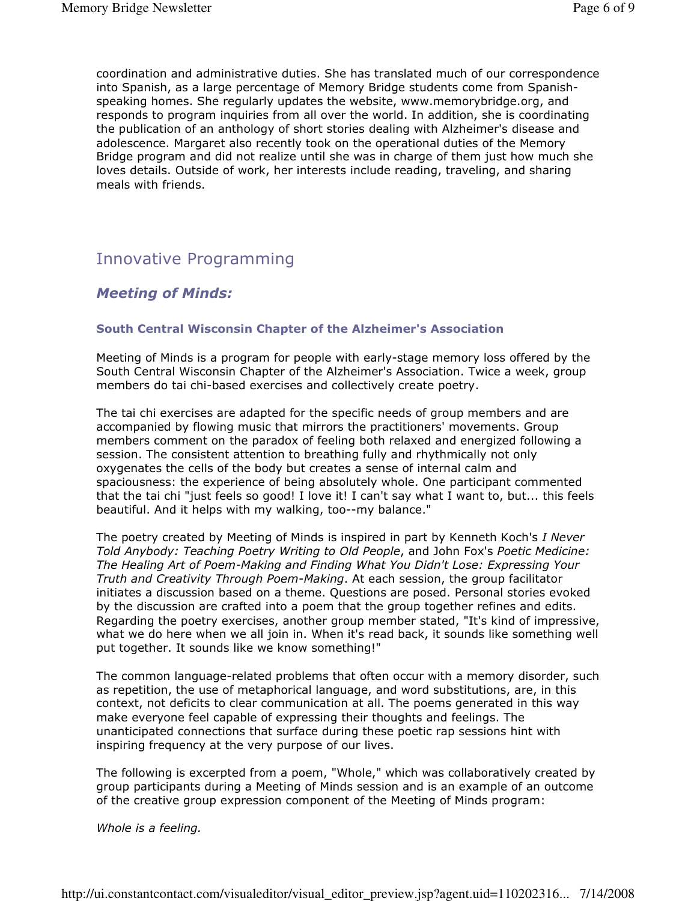coordination and administrative duties. She has translated much of our correspondence into Spanish, as a large percentage of Memory Bridge students come from Spanish-speaking homes. She regularly updates the website, www.memorybridge.org, and responds to program inquiries from all over the world. In addition, she is coordinating the publication of an anthology of short stories dealing with Alzheimer's disease and adolescence. Margaret also recently took on the operational duties of the Memory Bridge program and did not realize until she was in charge of them just how much she loves details. Outside of work, her interests include reading, traveling, and sharing meals with friends.

## Innovative Programming

### *Meeting of Minds:*

#### South Central Wisconsin Chapter of the Alzheimer's Association

Meeting of Minds is a program for people with early-stage memory loss offered by the South Central Wisconsin Chapter of the Alzheimer's Association. Twice a week, group members do tai chi-based exercises and collectively create poetry.

The tai chi exercises are adapted for the specific needs of group members and are accompanied by flowing music that mirrors the practitioners' movements. Group members comment on the paradox of feeling both relaxed and energized following a session. The consistent attention to breathing fully and rhythmically not only oxygenates the cells of the body but creates a sense of internal calm and spaciousness: the experience of being absolutely whole. One participant commented that the tai chi "just feels so good! I love it! I can't say what I want to, but... this feels beautiful. And it helps with my walking, too--my balance."

The poetry created by Meeting of Minds is inspired in part by Kenneth Koch's *I Never Told Anybody: Teaching Poetry Writing to Old People*, and John Fox's *Poetic Medicine: The Healing Art of Poem-Making and Finding What You Didn't Lose: Expressing Your Truth and Creativity Through Poem-Making*. At each session, the group facilitator initiates a discussion based on a theme. Questions are posed. Personal stories evoked by the discussion are crafted into a poem that the group together refines and edits. Regarding the poetry exercises, another group member stated, "It's kind of impressive, what we do here when we all join in. When it's read back, it sounds like something well put together. It sounds like we know something!"

The common language-related problems that often occur with a memory disorder, such as repetition, the use of metaphorical language, and word substitutions, are, in this context, not deficits to clear communication at all. The poems generated in this way make everyone feel capable of expressing their thoughts and feelings. The unanticipated connections that surface during these poetic rap sessions hint with inspiring frequency at the very purpose of our lives.

The following is excerpted from a poem, "Whole," which was collaboratively created by group participants during a Meeting of Minds session and is an example of an outcome of the creative group expression component of the Meeting of Minds program:

*Whole is a feeling.*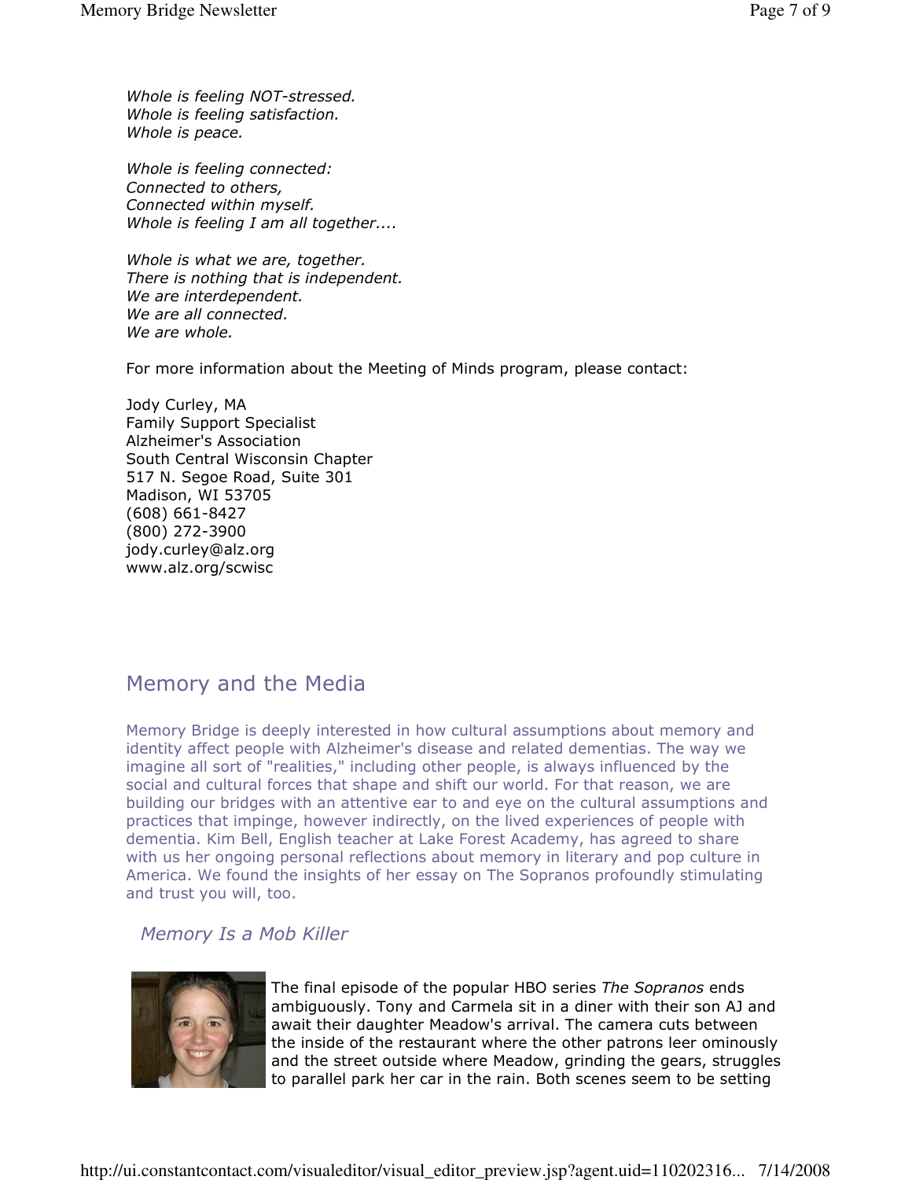*Whole is feeling NOT-stressed.*
*Whole is feeling satisfaction.*
*Whole is peace.*

*Whole is feeling connected:*
*Connected to others,*
*Connected within myself.*
*Whole is feeling I am all together....*

*Whole is what we are, together.*
*There is nothing that is independent.*
*We are interdependent.*
*We are all connected.*
*We are whole.*

For more information about the Meeting of Minds program, please contact:

Jody Curley, MA
Family Support Specialist
Alzheimer's Association
South Central Wisconsin Chapter
517 N. Segoe Road, Suite 301
Madison, WI 53705
(608) 661-8427
(800) 272-3900
jody.curley@alz.org
www.alz.org/scwisc

## Memory and the Media

Memory Bridge is deeply interested in how cultural assumptions about memory and identity affect people with Alzheimer's disease and related dementias. The way we imagine all sort of "realities," including other people, is always influenced by the social and cultural forces that shape and shift our world. For that reason, we are building our bridges with an attentive ear to and eye on the cultural assumptions and practices that impinge, however indirectly, on the lived experiences of people with dementia. Kim Bell, English teacher at Lake Forest Academy, has agreed to share with us her ongoing personal reflections about memory in literary and pop culture in America. We found the insights of her essay on The Sopranos profoundly stimulating and trust you will, too.

### *Memory Is a Mob Killer*

The final episode of the popular HBO series *The Sopranos* ends ambiguously. Tony and Carmela sit in a diner with their son AJ and await their daughter Meadow's arrival. The camera cuts between the inside of the restaurant where the other patrons leer ominously and the street outside where Meadow, grinding the gears, struggles to parallel park her car in the rain. Both scenes seem to be setting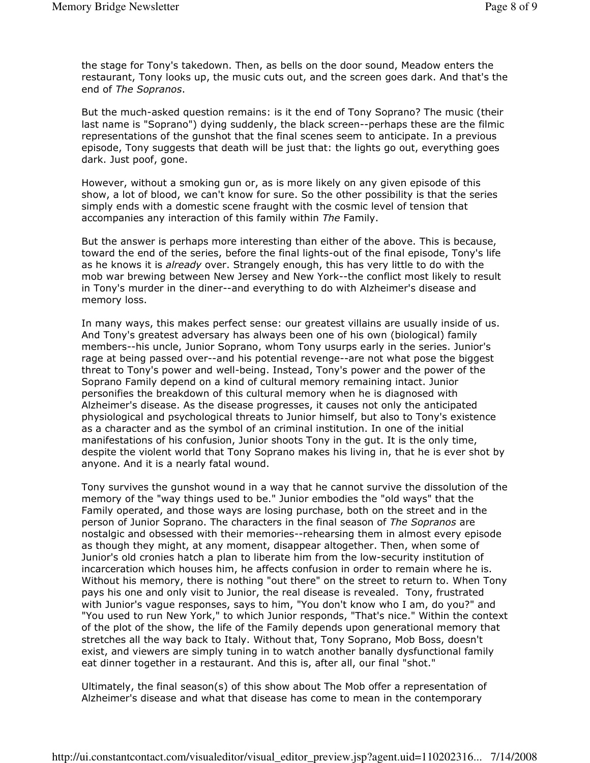the stage for Tony's takedown. Then, as bells on the door sound, Meadow enters the restaurant, Tony looks up, the music cuts out, and the screen goes dark. And that's the end of *The Sopranos*.

But the much-asked question remains: is it the end of Tony Soprano? The music (their last name is "Soprano") dying suddenly, the black screen--perhaps these are the filmic representations of the gunshot that the final scenes seem to anticipate. In a previous episode, Tony suggests that death will be just that: the lights go out, everything goes dark. Just poof, gone.

However, without a smoking gun or, as is more likely on any given episode of this show, a lot of blood, we can't know for sure. So the other possibility is that the series simply ends with a domestic scene fraught with the cosmic level of tension that accompanies any interaction of this family within *The* Family.

But the answer is perhaps more interesting than either of the above. This is because, toward the end of the series, before the final lights-out of the final episode, Tony's life as he knows it is *already* over. Strangely enough, this has very little to do with the mob war brewing between New Jersey and New York--the conflict most likely to result in Tony's murder in the diner--and everything to do with Alzheimer's disease and memory loss.

In many ways, this makes perfect sense: our greatest villains are usually inside of us. And Tony's greatest adversary has always been one of his own (biological) family members--his uncle, Junior Soprano, whom Tony usurps early in the series. Junior's rage at being passed over--and his potential revenge--are not what pose the biggest threat to Tony's power and well-being. Instead, Tony's power and the power of the Soprano Family depend on a kind of cultural memory remaining intact. Junior personifies the breakdown of this cultural memory when he is diagnosed with Alzheimer's disease. As the disease progresses, it causes not only the anticipated physiological and psychological threats to Junior himself, but also to Tony's existence as a character and as the symbol of an criminal institution. In one of the initial manifestations of his confusion, Junior shoots Tony in the gut. It is the only time, despite the violent world that Tony Soprano makes his living in, that he is ever shot by anyone. And it is a nearly fatal wound.

Tony survives the gunshot wound in a way that he cannot survive the dissolution of the memory of the "way things used to be." Junior embodies the "old ways" that the Family operated, and those ways are losing purchase, both on the street and in the person of Junior Soprano. The characters in the final season of *The Sopranos* are nostalgic and obsessed with their memories--rehearsing them in almost every episode as though they might, at any moment, disappear altogether. Then, when some of Junior's old cronies hatch a plan to liberate him from the low-security institution of incarceration which houses him, he affects confusion in order to remain where he is. Without his memory, there is nothing "out there" on the street to return to. When Tony pays his one and only visit to Junior, the real disease is revealed. Tony, frustrated with Junior's vague responses, says to him, "You don't know who I am, do you?" and "You used to run New York," to which Junior responds, "That's nice." Within the context of the plot of the show, the life of the Family depends upon generational memory that stretches all the way back to Italy. Without that, Tony Soprano, Mob Boss, doesn't exist, and viewers are simply tuning in to watch another banally dysfunctional family eat dinner together in a restaurant. And this is, after all, our final "shot."

Ultimately, the final season(s) of this show about The Mob offer a representation of Alzheimer's disease and what that disease has come to mean in the contemporary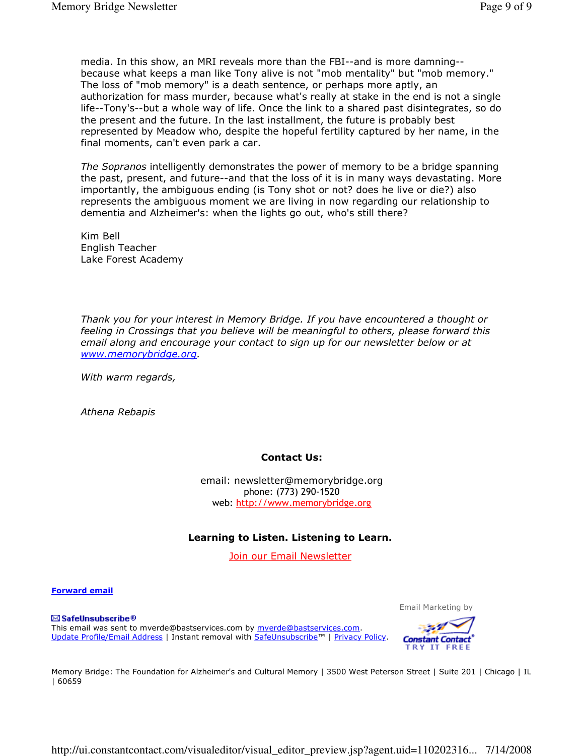media. In this show, an MRI reveals more than the FBI--and is more damning--because what keeps a man like Tony alive is not "mob mentality" but "mob memory." The loss of "mob memory" is a death sentence, or perhaps more aptly, an authorization for mass murder, because what's really at stake in the end is not a single life--Tony's--but a whole way of life. Once the link to a shared past disintegrates, so do the present and the future. In the last installment, the future is probably best represented by Meadow who, despite the hopeful fertility captured by her name, in the final moments, can't even park a car.

*The Sopranos* intelligently demonstrates the power of memory to be a bridge spanning the past, present, and future--and that the loss of it is in many ways devastating. More importantly, the ambiguous ending (is Tony shot or not? does he live or die?) also represents the ambiguous moment we are living in now regarding our relationship to dementia and Alzheimer's: when the lights go out, who's still there?

Kim Bell
English Teacher
Lake Forest Academy

*Thank you for your interest in Memory Bridge. If you have encountered a thought or feeling in Crossings that you believe will be meaningful to others, please forward this email along and encourage your contact to sign up for our newsletter below or at [www.memorybridge.org](http://www.memorybridge.org).*

*With warm regards,*

*Athena Rebapis*

**Contact Us:**

email: newsletter@memorybridge.org
phone: (773) 290-1520
web: [http://www.memorybridge.org](http://www.memorybridge.org)

**Learning to Listen. Listening to Learn.**

[Join our Email Newsletter]()

**[Forward email]()**

Email Marketing by Constant Contact TRY IT FREE

SafeUnsubscribe®
This email was sent to mverde@bastservices.com by mverde@bastservices.com.
Update Profile/Email Address | Instant removal with SafeUnsubscribe™ | Privacy Policy.

Memory Bridge: The Foundation for Alzheimer's and Cultural Memory | 3500 West Peterson Street | Suite 201 | Chicago | IL | 60659